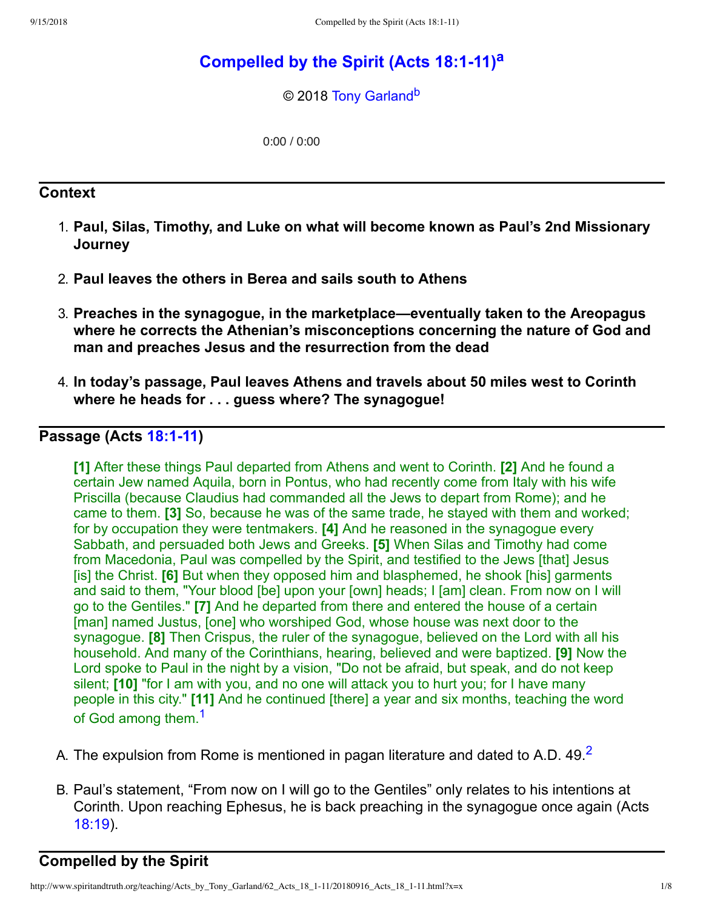# Compelled by the Spirit (Acts 18:1-11)[a]

© 2018 Tony Garland[b]

0:00 / 0:00

## Context

1. **Paul, Silas, Timothy, and Luke on what will become known as Paul's 2nd Missionary Journey**

2. **Paul leaves the others in Berea and sails south to Athens**

3. **Preaches in the synagogue, in the marketplace—eventually taken to the Areopagus where he corrects the Athenian's misconceptions concerning the nature of God and man and preaches Jesus and the resurrection from the dead**

4. **In today's passage, Paul leaves Athens and travels about 50 miles west to Corinth where he heads for . . . guess where? The synagogue!**

## Passage (Acts 18:1-11)

> **[1]** After these things Paul departed from Athens and went to Corinth. **[2]** And he found a certain Jew named Aquila, born in Pontus, who had recently come from Italy with his wife Priscilla (because Claudius had commanded all the Jews to depart from Rome); and he came to them. **[3]** So, because he was of the same trade, he stayed with them and worked; for by occupation they were tentmakers. **[4]** And he reasoned in the synagogue every Sabbath, and persuaded both Jews and Greeks. **[5]** When Silas and Timothy had come from Macedonia, Paul was compelled by the Spirit, and testified to the Jews [that] Jesus [is] the Christ. **[6]** But when they opposed him and blasphemed, he shook [his] garments and said to them, "Your blood [be] upon your [own] heads; I [am] clean. From now on I will go to the Gentiles." **[7]** And he departed from there and entered the house of a certain [man] named Justus, [one] who worshiped God, whose house was next door to the synagogue. **[8]** Then Crispus, the ruler of the synagogue, believed on the Lord with all his household. And many of the Corinthians, hearing, believed and were baptized. **[9]** Now the Lord spoke to Paul in the night by a vision, "Do not be afraid, but speak, and do not keep silent; **[10]** "for I am with you, and no one will attack you to hurt you; for I have many people in this city." **[11]** And he continued [there] a year and six months, teaching the word of God among them.[1]

A. The expulsion from Rome is mentioned in pagan literature and dated to A.D. 49.[2]

B. Paul's statement, "From now on I will go to the Gentiles" only relates to his intentions at Corinth. Upon reaching Ephesus, he is back preaching in the synagogue once again (Acts 18:19).

## Compelled by the Spirit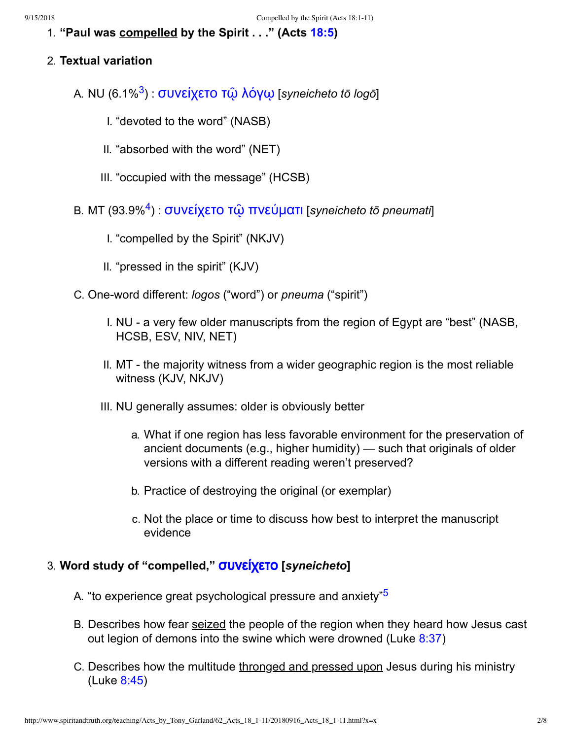1. **"Paul was compelled by the Spirit . . ." (Acts 18:5)**

2. **Textual variation**

   A. NU (6.1%[3]) : συνείχετο τῷ λόγῳ [*syneicheto tō logō*]

      I. "devoted to the word" (NASB)

      II. "absorbed with the word" (NET)

      III. "occupied with the message" (HCSB)

   B. MT (93.9%[4]) : συνείχετο τῷ πνεύματι [*syneicheto tō pneumati*]

      I. "compelled by the Spirit" (NKJV)

      II. "pressed in the spirit" (KJV)

   C. One-word different: *logos* ("word") or *pneuma* ("spirit")

      I. NU - a very few older manuscripts from the region of Egypt are "best" (NASB, HCSB, ESV, NIV, NET)

      II. MT - the majority witness from a wider geographic region is the most reliable witness (KJV, NKJV)

      III. NU generally assumes: older is obviously better

         a. What if one region has less favorable environment for the preservation of ancient documents (e.g., higher humidity) — such that originals of older versions with a different reading weren't preserved?

         b. Practice of destroying the original (or exemplar)

         c. Not the place or time to discuss how best to interpret the manuscript evidence

3. **Word study of "compelled," συνείχετο [*syneicheto*]**

   A. "to experience great psychological pressure and anxiety"[5]

   B. Describes how fear seized the people of the region when they heard how Jesus cast out legion of demons into the swine which were drowned (Luke 8:37)

   C. Describes how the multitude thronged and pressed upon Jesus during his ministry (Luke 8:45)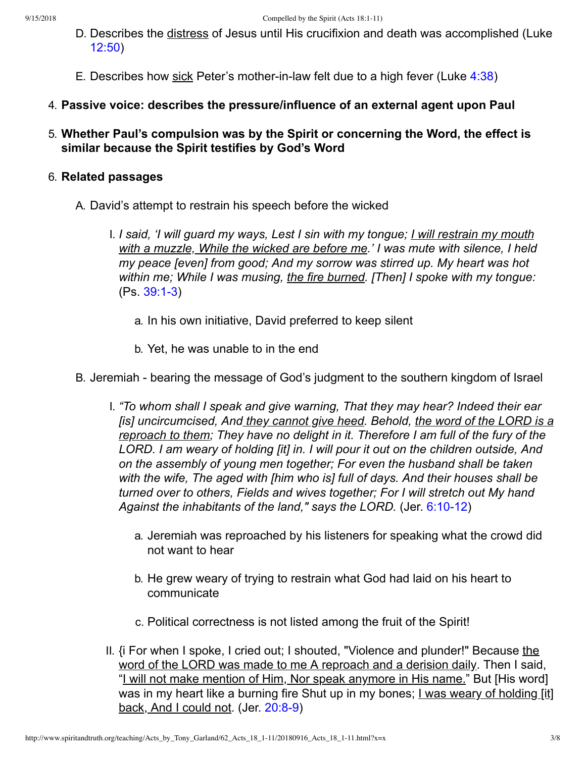D. Describes the <u>distress</u> of Jesus until His crucifixion and death was accomplished (Luke 12:50)

E. Describes how <u>sick</u> Peter's mother-in-law felt due to a high fever (Luke 4:38)

4. **Passive voice: describes the pressure/influence of an external agent upon Paul**

5. **Whether Paul's compulsion was by the Spirit or concerning the Word, the effect is similar because the Spirit testifies by God's Word**

6. **Related passages**

   A. David's attempt to restrain his speech before the wicked

      I. *I said, 'I will guard my ways, Lest I sin with my tongue; <u>I will restrain my mouth with a muzzle, While the wicked are before me</u>.' I was mute with silence, I held my peace [even] from good; And my sorrow was stirred up. My heart was hot within me; While I was musing, <u>the fire burned</u>. [Then] I spoke with my tongue:* (Ps. 39:1-3)

         a. In his own initiative, David preferred to keep silent

         b. Yet, he was unable to in the end

   B. Jeremiah - bearing the message of God's judgment to the southern kingdom of Israel

      I. *"To whom shall I speak and give warning, That they may hear? Indeed their ear [is] uncircumcised, And <u>they cannot give heed</u>. Behold, <u>the word of the LORD is a reproach to them</u>; They have no delight in it. Therefore I am full of the fury of the LORD. I am weary of holding [it] in. I will pour it out on the children outside, And on the assembly of young men together; For even the husband shall be taken with the wife, The aged with [him who is] full of days. And their houses shall be turned over to others, Fields and wives together; For I will stretch out My hand Against the inhabitants of the land," says the LORD.* (Jer. 6:10-12)

         a. Jeremiah was reproached by his listeners for speaking what the crowd did not want to hear

         b. He grew weary of trying to restrain what God had laid on his heart to communicate

         c. Political correctness is not listed among the fruit of the Spirit!

      II. {i For when I spoke, I cried out; I shouted, "Violence and plunder!" Because <u>the word of the LORD was made to me A reproach and a derision daily</u>. Then I said, "<u>I will not make mention of Him, Nor speak anymore in His name.</u>" But [His word] was in my heart like a burning fire Shut up in my bones; <u>I was weary of holding [it] back, And I could not</u>. (Jer. 20:8-9)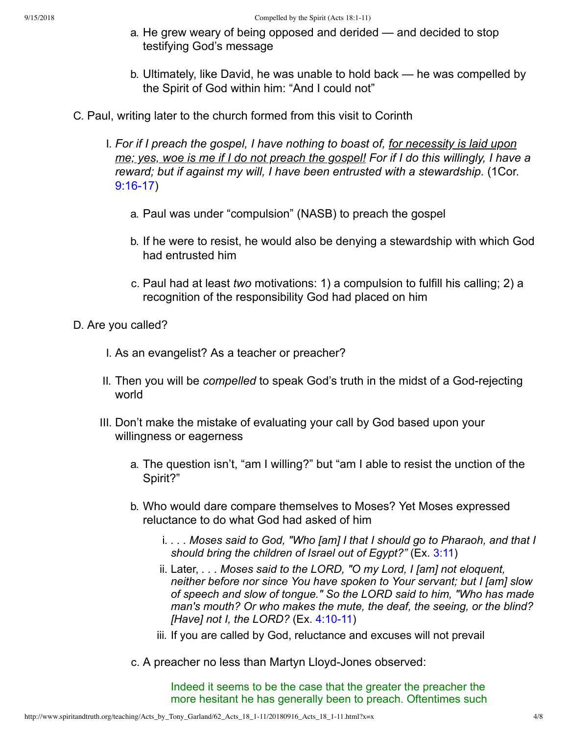a. He grew weary of being opposed and derided — and decided to stop testifying God's message

b. Ultimately, like David, he was unable to hold back — he was compelled by the Spirit of God within him: "And I could not"

C. Paul, writing later to the church formed from this visit to Corinth

I. *For if I preach the gospel, I have nothing to boast of, <u>for necessity is laid upon me; yes, woe is me if I do not preach the gospel!</u> For if I do this willingly, I have a reward; but if against my will, I have been entrusted with a stewardship.* (1Cor. 9:16-17)

a. Paul was under "compulsion" (NASB) to preach the gospel

b. If he were to resist, he would also be denying a stewardship with which God had entrusted him

c. Paul had at least *two* motivations: 1) a compulsion to fulfill his calling; 2) a recognition of the responsibility God had placed on him

D. Are you called?

I. As an evangelist? As a teacher or preacher?

II. Then you will be *compelled* to speak God's truth in the midst of a God-rejecting world

III. Don't make the mistake of evaluating your call by God based upon your willingness or eagerness

a. The question isn't, "am I willing?" but "am I able to resist the unction of the Spirit?"

b. Who would dare compare themselves to Moses? Yet Moses expressed reluctance to do what God had asked of him

i. *. . . Moses said to God, "Who [am] I that I should go to Pharaoh, and that I should bring the children of Israel out of Egypt?"* (Ex. 3:11)

ii. Later, *. . . Moses said to the LORD, "O my Lord, I [am] not eloquent, neither before nor since You have spoken to Your servant; but I [am] slow of speech and slow of tongue." So the LORD said to him, "Who has made man's mouth? Or who makes the mute, the deaf, the seeing, or the blind? [Have] not I, the LORD?* (Ex. 4:10-11)

iii. If you are called by God, reluctance and excuses will not prevail

c. A preacher no less than Martyn Lloyd-Jones observed:

> Indeed it seems to be the case that the greater the preacher the more hesitant he has generally been to preach. Oftentimes such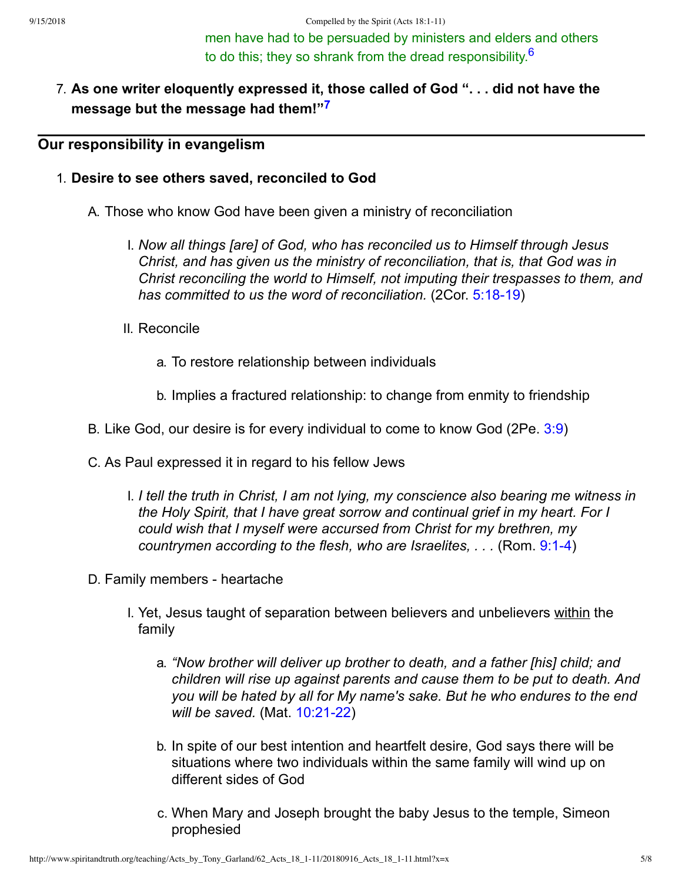men have had to be persuaded by ministers and elders and others to do this; they so shrank from the dread responsibility.[6]

7. **As one writer eloquently expressed it, those called of God ". . . did not have the message but the message had them!"[7]**

---

## Our responsibility in evangelism

1. **Desire to see others saved, reconciled to God**
   - A. Those who know God have been given a ministry of reconciliation
     - I. *Now all things [are] of God, who has reconciled us to Himself through Jesus Christ, and has given us the ministry of reconciliation, that is, that God was in Christ reconciling the world to Himself, not imputing their trespasses to them, and has committed to us the word of reconciliation.* (2Cor. 5:18-19)
     - II. Reconcile
       - a. To restore relationship between individuals
       - b. Implies a fractured relationship: to change from enmity to friendship
   - B. Like God, our desire is for every individual to come to know God (2Pe. 3:9)
   - C. As Paul expressed it in regard to his fellow Jews
     - I. *I tell the truth in Christ, I am not lying, my conscience also bearing me witness in the Holy Spirit, that I have great sorrow and continual grief in my heart. For I could wish that I myself were accursed from Christ for my brethren, my countrymen according to the flesh, who are Israelites, . . .* (Rom. 9:1-4)
   - D. Family members - heartache
     - I. Yet, Jesus taught of separation between believers and unbelievers <u>within</u> the family
       - a. *"Now brother will deliver up brother to death, and a father [his] child; and children will rise up against parents and cause them to be put to death. And you will be hated by all for My name's sake. But he who endures to the end will be saved.* (Mat. 10:21-22)
       - b. In spite of our best intention and heartfelt desire, God says there will be situations where two individuals within the same family will wind up on different sides of God
       - c. When Mary and Joseph brought the baby Jesus to the temple, Simeon prophesied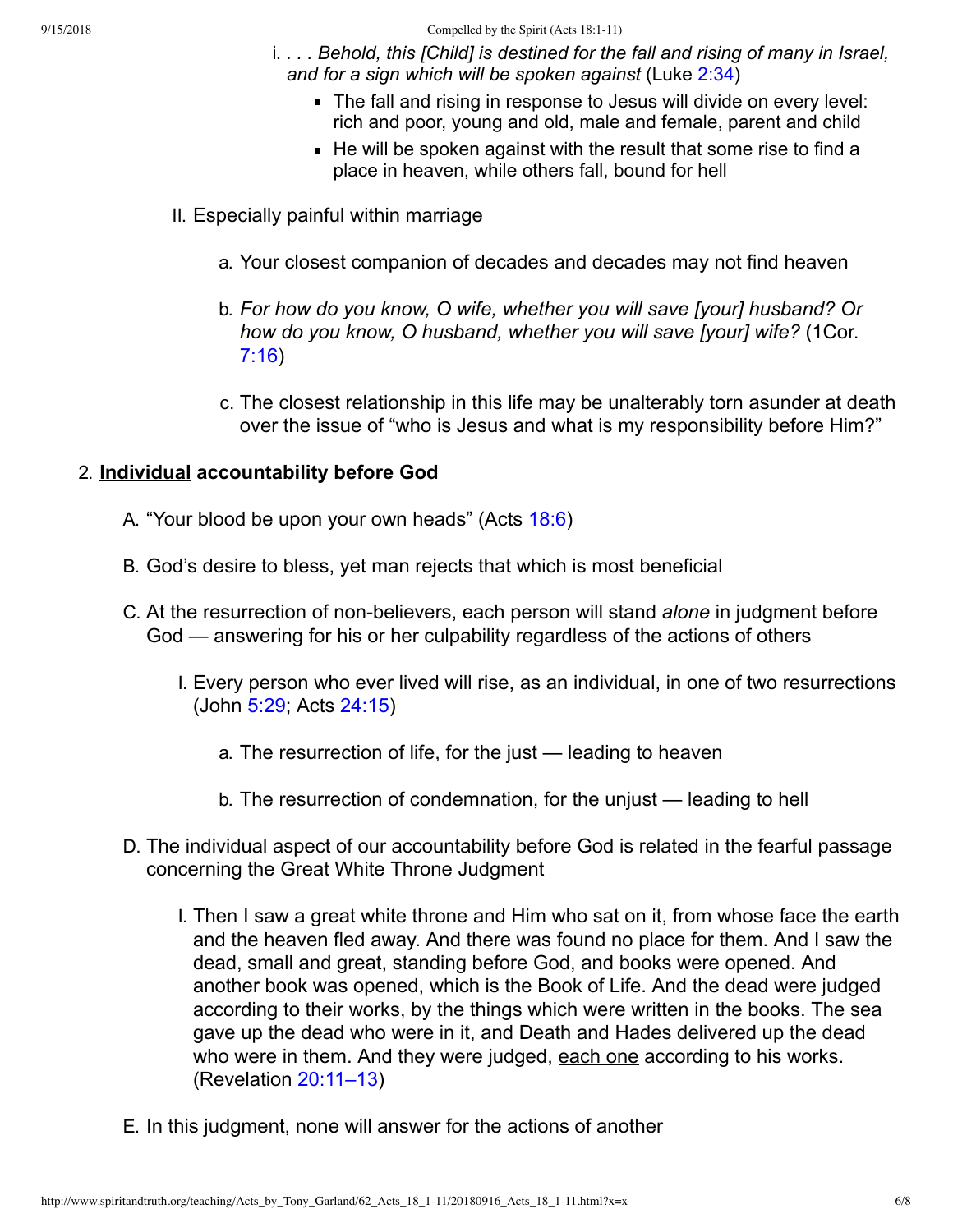i. *. . . Behold, this [Child] is destined for the fall and rising of many in Israel, and for a sign which will be spoken against* (Luke 2:34)
   - The fall and rising in response to Jesus will divide on every level: rich and poor, young and old, male and female, parent and child
   - He will be spoken against with the result that some rise to find a place in heaven, while others fall, bound for hell

II. Especially painful within marriage

   a. Your closest companion of decades and decades may not find heaven

   b. *For how do you know, O wife, whether you will save [your] husband? Or how do you know, O husband, whether you will save [your] wife?* (1Cor. 7:16)

   c. The closest relationship in this life may be unalterably torn asunder at death over the issue of "who is Jesus and what is my responsibility before Him?"

## 2. <u>Individual</u> accountability before God

A. "Your blood be upon your own heads" (Acts 18:6)

B. God's desire to bless, yet man rejects that which is most beneficial

C. At the resurrection of non-believers, each person will stand *alone* in judgment before God — answering for his or her culpability regardless of the actions of others

   I. Every person who ever lived will rise, as an individual, in one of two resurrections (John 5:29; Acts 24:15)

      a. The resurrection of life, for the just — leading to heaven

      b. The resurrection of condemnation, for the unjust — leading to hell

D. The individual aspect of our accountability before God is related in the fearful passage concerning the Great White Throne Judgment

   I. Then I saw a great white throne and Him who sat on it, from whose face the earth and the heaven fled away. And there was found no place for them. And I saw the dead, small and great, standing before God, and books were opened. And another book was opened, which is the Book of Life. And the dead were judged according to their works, by the things which were written in the books. The sea gave up the dead who were in it, and Death and Hades delivered up the dead who were in them. And they were judged, <u>each one</u> according to his works. (Revelation 20:11–13)

E. In this judgment, none will answer for the actions of another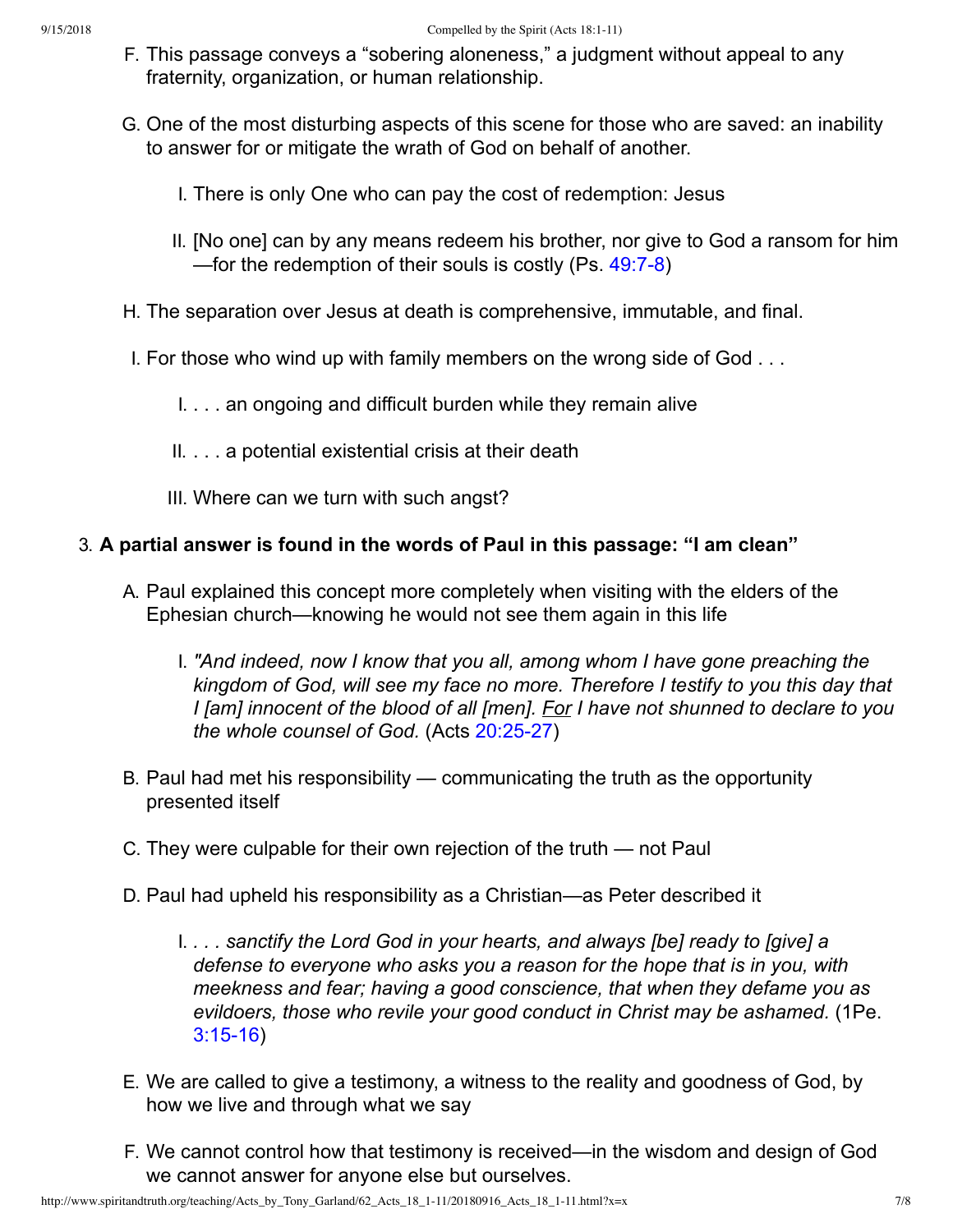F. This passage conveys a “sobering aloneness,” a judgment without appeal to any fraternity, organization, or human relationship.

G. One of the most disturbing aspects of this scene for those who are saved: an inability to answer for or mitigate the wrath of God on behalf of another.

   I. There is only One who can pay the cost of redemption: Jesus

   II. [No one] can by any means redeem his brother, nor give to God a ransom for him—for the redemption of their souls is costly (Ps. 49:7-8)

H. The separation over Jesus at death is comprehensive, immutable, and final.

I. For those who wind up with family members on the wrong side of God . . .

   I. . . . an ongoing and difficult burden while they remain alive

   II. . . . a potential existential crisis at their death

   III. Where can we turn with such angst?

3. **A partial answer is found in the words of Paul in this passage: “I am clean”**

A. Paul explained this concept more completely when visiting with the elders of the Ephesian church—knowing he would not see them again in this life

   I. *"And indeed, now I know that you all, among whom I have gone preaching the kingdom of God, will see my face no more. Therefore I testify to you this day that I [am] innocent of the blood of all [men]. For I have not shunned to declare to you the whole counsel of God.* (Acts 20:25-27)

B. Paul had met his responsibility — communicating the truth as the opportunity presented itself

C. They were culpable for their own rejection of the truth — not Paul

D. Paul had upheld his responsibility as a Christian—as Peter described it

   I. *. . . sanctify the Lord God in your hearts, and always [be] ready to [give] a defense to everyone who asks you a reason for the hope that is in you, with meekness and fear; having a good conscience, that when they defame you as evildoers, those who revile your good conduct in Christ may be ashamed.* (1Pe. 3:15-16)

E. We are called to give a testimony, a witness to the reality and goodness of God, by how we live and through what we say

F. We cannot control how that testimony is received—in the wisdom and design of God we cannot answer for anyone else but ourselves.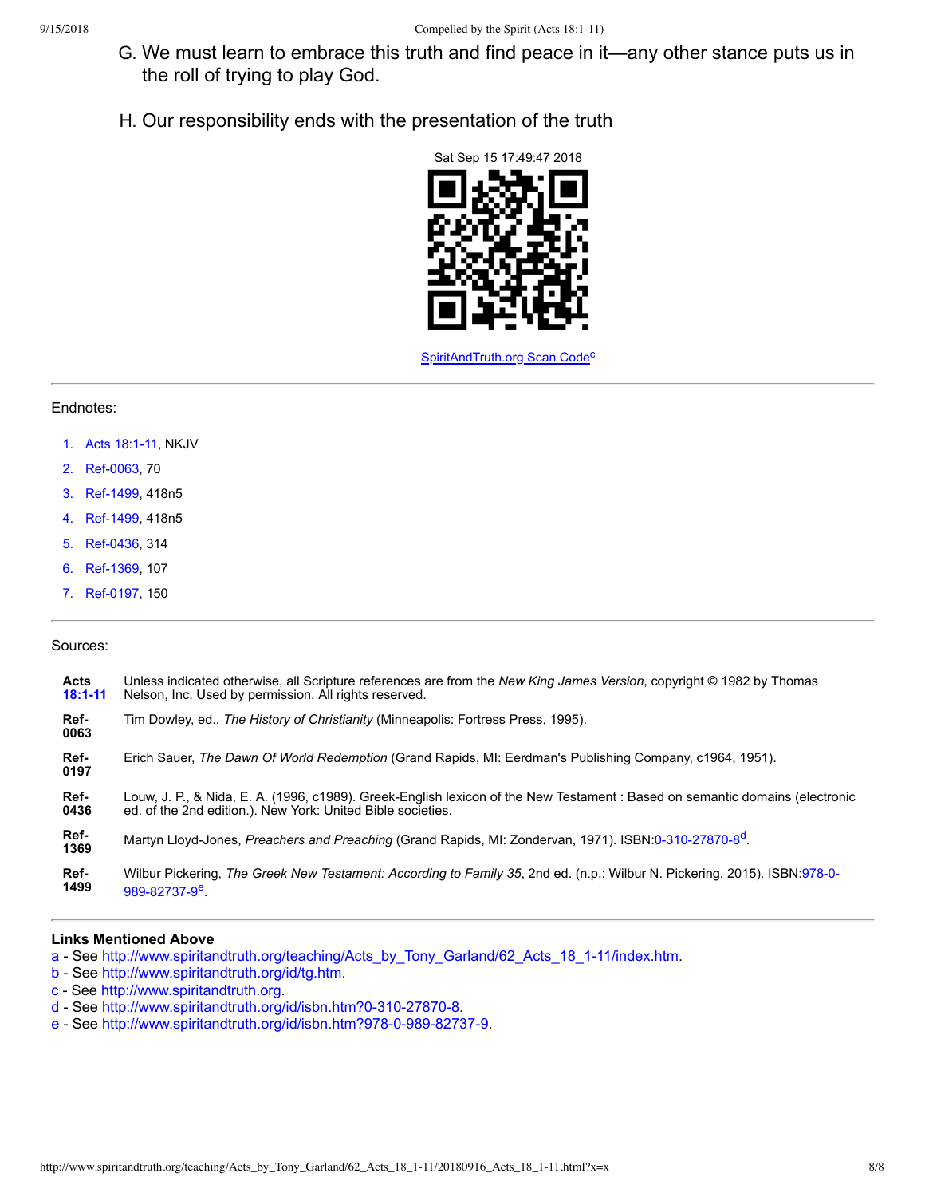G. We must learn to embrace this truth and find peace in it—any other stance puts us in the roll of trying to play God.

H. Our responsibility ends with the presentation of the truth

Sat Sep 15 17:49:47 2018

SpiritAndTruth.org Scan Code[c]

---

Endnotes:

1. Acts 18:1-11, NKJV
2. Ref-0063, 70
3. Ref-1499, 418n5
4. Ref-1499, 418n5
5. Ref-0436, 314
6. Ref-1369, 107
7. Ref-0197, 150

---

Sources:

| | |
|---|---|
| **Acts 18:1-11** | Unless indicated otherwise, all Scripture references are from the *New King James Version*, copyright © 1982 by Thomas Nelson, Inc. Used by permission. All rights reserved. |
| **Ref-0063** | Tim Dowley, ed., *The History of Christianity* (Minneapolis: Fortress Press, 1995). |
| **Ref-0197** | Erich Sauer, *The Dawn Of World Redemption* (Grand Rapids, MI: Eerdman's Publishing Company, c1964, 1951). |
| **Ref-0436** | Louw, J. P., & Nida, E. A. (1996, c1989). Greek-English lexicon of the New Testament : Based on semantic domains (electronic ed. of the 2nd edition.). New York: United Bible societies. |
| **Ref-1369** | Martyn Lloyd-Jones, *Preachers and Preaching* (Grand Rapids, MI: Zondervan, 1971). ISBN:0-310-27870-8[d]. |
| **Ref-1499** | Wilbur Pickering, *The Greek New Testament: According to Family 35*, 2nd ed. (n.p.: Wilbur N. Pickering, 2015). ISBN:978-0-989-82737-9[e]. |

---

**Links Mentioned Above**

a - See http://www.spiritandtruth.org/teaching/Acts_by_Tony_Garland/62_Acts_18_1-11/index.htm.
b - See http://www.spiritandtruth.org/id/tg.htm.
c - See http://www.spiritandtruth.org.
d - See http://www.spiritandtruth.org/id/isbn.htm?0-310-27870-8.
e - See http://www.spiritandtruth.org/id/isbn.htm?978-0-989-82737-9.